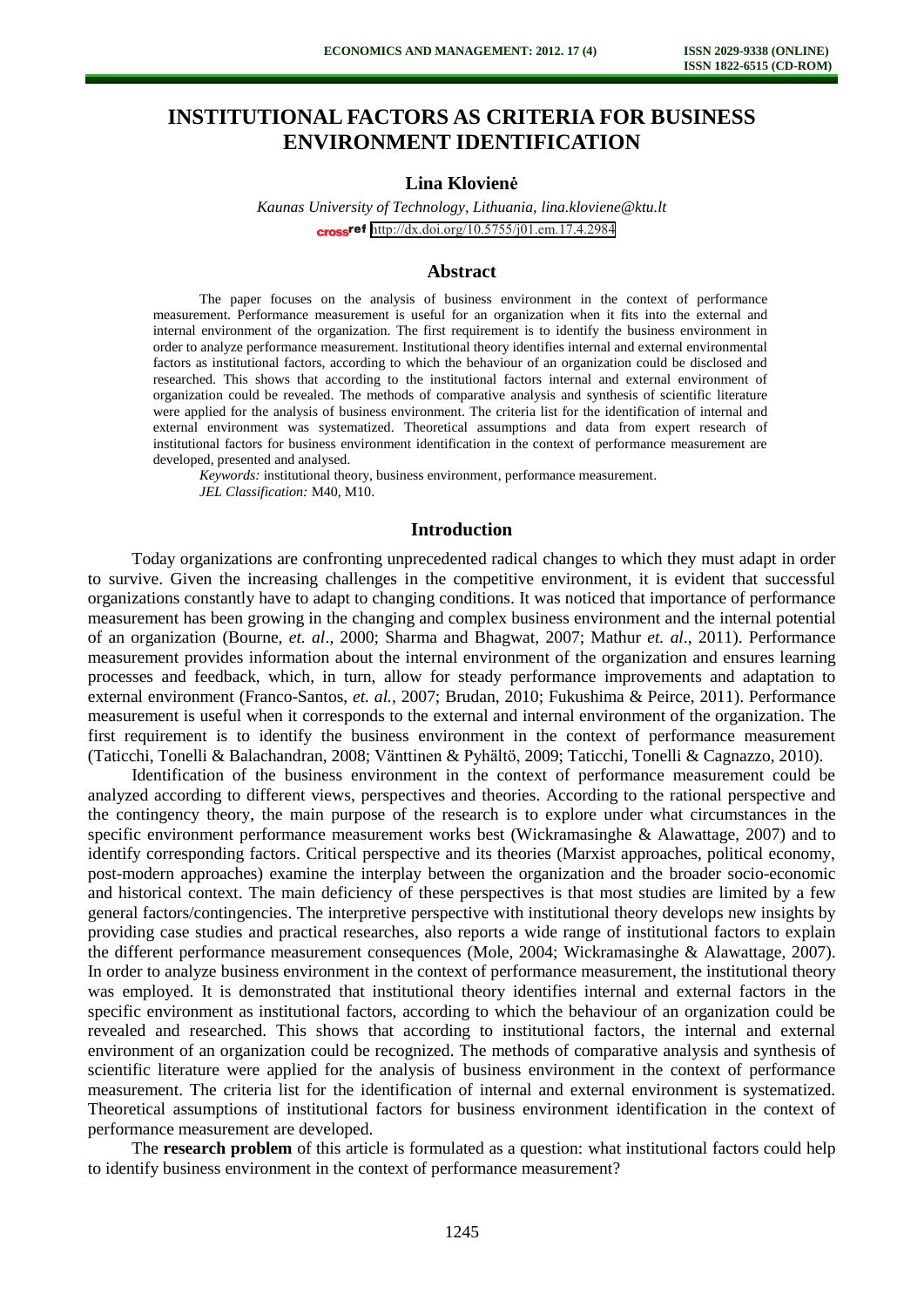# INSTITUTIONAL FACTORS AS CRITERIA FOR BUSINESS ENVIRONMENT IDENTIFICATION

**Lina Klovienė**

*Kaunas University of Technology, Lithuania, lina.kloviene@ktu.lt*

http://dx.doi.org/10.5755/j01.em.17.4.2984

## Abstract

The paper focuses on the analysis of business environment in the context of performance measurement. Performance measurement is useful for an organization when it fits into the external and internal environment of the organization. The first requirement is to identify the business environment in order to analyze performance measurement. Institutional theory identifies internal and external environmental factors as institutional factors, according to which the behaviour of an organization could be disclosed and researched. This shows that according to the institutional factors internal and external environment of organization could be revealed. The methods of comparative analysis and synthesis of scientific literature were applied for the analysis of business environment. The criteria list for the identification of internal and external environment was systematized. Theoretical assumptions and data from expert research of institutional factors for business environment identification in the context of performance measurement are developed, presented and analysed.

*Keywords:* institutional theory, business environment, performance measurement.

*JEL Classification:* M40, M10.

## Introduction

Today organizations are confronting unprecedented radical changes to which they must adapt in order to survive. Given the increasing challenges in the competitive environment, it is evident that successful organizations constantly have to adapt to changing conditions. It was noticed that importance of performance measurement has been growing in the changing and complex business environment and the internal potential of an organization (Bourne, *et. al*., 2000; Sharma and Bhagwat, 2007; Mathur *et. al*., 2011). Performance measurement provides information about the internal environment of the organization and ensures learning processes and feedback, which, in turn, allow for steady performance improvements and adaptation to external environment (Franco-Santos, *et. al.*, 2007; Brudan, 2010; Fukushima & Peirce, 2011). Performance measurement is useful when it corresponds to the external and internal environment of the organization. The first requirement is to identify the business environment in the context of performance measurement (Taticchi, Tonelli & Balachandran, 2008; Vänttinen & Pyhältö, 2009; Taticchi, Tonelli & Cagnazzo, 2010).

Identification of the business environment in the context of performance measurement could be analyzed according to different views, perspectives and theories. According to the rational perspective and the contingency theory, the main purpose of the research is to explore under what circumstances in the specific environment performance measurement works best (Wickramasinghe & Alawattage, 2007) and to identify corresponding factors. Critical perspective and its theories (Marxist approaches, political economy, post-modern approaches) examine the interplay between the organization and the broader socio-economic and historical context. The main deficiency of these perspectives is that most studies are limited by a few general factors/contingencies. The interpretive perspective with institutional theory develops new insights by providing case studies and practical researches, also reports a wide range of institutional factors to explain the different performance measurement consequences (Mole, 2004; Wickramasinghe & Alawattage, 2007). In order to analyze business environment in the context of performance measurement, the institutional theory was employed. It is demonstrated that institutional theory identifies internal and external factors in the specific environment as institutional factors, according to which the behaviour of an organization could be revealed and researched. This shows that according to institutional factors, the internal and external environment of an organization could be recognized. The methods of comparative analysis and synthesis of scientific literature were applied for the analysis of business environment in the context of performance measurement. The criteria list for the identification of internal and external environment is systematized. Theoretical assumptions of institutional factors for business environment identification in the context of performance measurement are developed.

The **research problem** of this article is formulated as a question: what institutional factors could help to identify business environment in the context of performance measurement?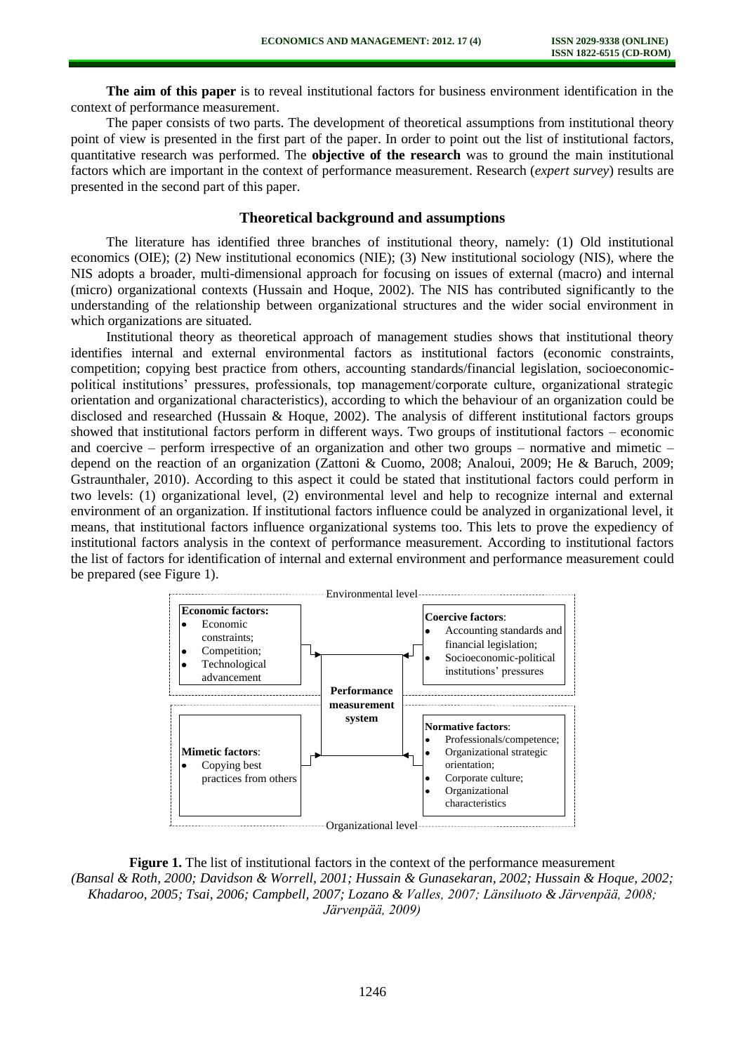**The aim of this paper** is to reveal institutional factors for business environment identification in the context of performance measurement.

The paper consists of two parts. The development of theoretical assumptions from institutional theory point of view is presented in the first part of the paper. In order to point out the list of institutional factors, quantitative research was performed. The **objective of the research** was to ground the main institutional factors which are important in the context of performance measurement. Research (*expert survey*) results are presented in the second part of this paper.

## Theoretical background and assumptions

The literature has identified three branches of institutional theory, namely: (1) Old institutional economics (OIE); (2) New institutional economics (NIE); (3) New institutional sociology (NIS), where the NIS adopts a broader, multi-dimensional approach for focusing on issues of external (macro) and internal (micro) organizational contexts (Hussain and Hoque, 2002). The NIS has contributed significantly to the understanding of the relationship between organizational structures and the wider social environment in which organizations are situated.

Institutional theory as theoretical approach of management studies shows that institutional theory identifies internal and external environmental factors as institutional factors (economic constraints, competition; copying best practice from others, accounting standards/financial legislation, socioeconomic-political institutions' pressures, professionals, top management/corporate culture, organizational strategic orientation and organizational characteristics), according to which the behaviour of an organization could be disclosed and researched (Hussain & Hoque, 2002). The analysis of different institutional factors groups showed that institutional factors perform in different ways. Two groups of institutional factors – economic and coercive – perform irrespective of an organization and other two groups – normative and mimetic – depend on the reaction of an organization (Zattoni & Cuomo, 2008; Analoui, 2009; He & Baruch, 2009; Gstraunthaler, 2010). According to this aspect it could be stated that institutional factors could perform in two levels: (1) organizational level, (2) environmental level and help to recognize internal and external environment of an organization. If institutional factors influence could be analyzed in organizational level, it means, that institutional factors influence organizational systems too. This lets to prove the expediency of institutional factors analysis in the context of performance measurement. According to institutional factors the list of factors for identification of internal and external environment and performance measurement could be prepared (see Figure 1).

Environmental level

**Economic factors:**
- Economic constraints;
- Competition;
- Technological advancement

**Coercive factors**:
- Accounting standards and financial legislation;
- Socioeconomic-political institutions' pressures

**Performance measurement system**

**Mimetic factors**:
- Copying best practices from others

**Normative factors**:
- Professionals/competence;
- Organizational strategic orientation;
- Corporate culture;
- Organizational characteristics

Organizational level

**Figure 1.** The list of institutional factors in the context of the performance measurement
*(Bansal & Roth, 2000; Davidson & Worrell, 2001; Hussain & Gunasekaran, 2002; Hussain & Hoque, 2002; Khadaroo, 2005; Tsai, 2006; Campbell, 2007; Lozano & Valles, 2007; Länsiluoto & Järvenpää, 2008; Järvenpää, 2009)*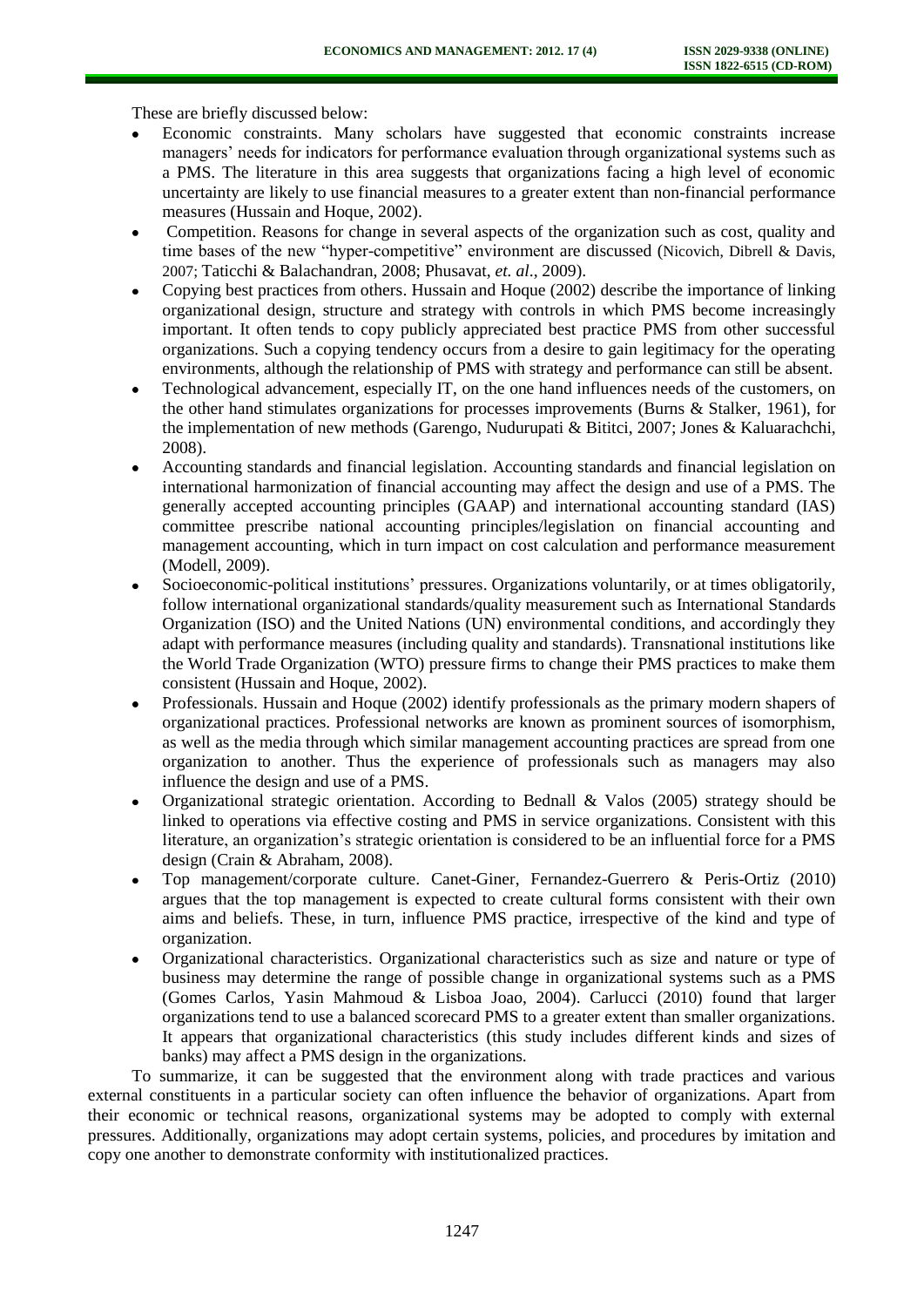These are briefly discussed below:

- Economic constraints. Many scholars have suggested that economic constraints increase managers' needs for indicators for performance evaluation through organizational systems such as a PMS. The literature in this area suggests that organizations facing a high level of economic uncertainty are likely to use financial measures to a greater extent than non-financial performance measures (Hussain and Hoque, 2002).
- Competition. Reasons for change in several aspects of the organization such as cost, quality and time bases of the new "hyper-competitive" environment are discussed (Nicovich, Dibrell & Davis, 2007; Taticchi & Balachandran, 2008; Phusavat, *et. al*., 2009).
- Copying best practices from others. Hussain and Hoque (2002) describe the importance of linking organizational design, structure and strategy with controls in which PMS become increasingly important. It often tends to copy publicly appreciated best practice PMS from other successful organizations. Such a copying tendency occurs from a desire to gain legitimacy for the operating environments, although the relationship of PMS with strategy and performance can still be absent.
- Technological advancement, especially IT, on the one hand influences needs of the customers, on the other hand stimulates organizations for processes improvements (Burns & Stalker, 1961), for the implementation of new methods (Garengo, Nudurupati & Bititci, 2007; Jones & Kaluarachchi, 2008).
- Accounting standards and financial legislation. Accounting standards and financial legislation on international harmonization of financial accounting may affect the design and use of a PMS. The generally accepted accounting principles (GAAP) and international accounting standard (IAS) committee prescribe national accounting principles/legislation on financial accounting and management accounting, which in turn impact on cost calculation and performance measurement (Modell, 2009).
- Socioeconomic-political institutions' pressures. Organizations voluntarily, or at times obligatorily, follow international organizational standards/quality measurement such as International Standards Organization (ISO) and the United Nations (UN) environmental conditions, and accordingly they adapt with performance measures (including quality and standards). Transnational institutions like the World Trade Organization (WTO) pressure firms to change their PMS practices to make them consistent (Hussain and Hoque, 2002).
- Professionals. Hussain and Hoque (2002) identify professionals as the primary modern shapers of organizational practices. Professional networks are known as prominent sources of isomorphism, as well as the media through which similar management accounting practices are spread from one organization to another. Thus the experience of professionals such as managers may also influence the design and use of a PMS.
- Organizational strategic orientation. According to Bednall & Valos (2005) strategy should be linked to operations via effective costing and PMS in service organizations. Consistent with this literature, an organization's strategic orientation is considered to be an influential force for a PMS design (Crain & Abraham, 2008).
- Top management/corporate culture. Canet-Giner, Fernandez-Guerrero & Peris-Ortiz (2010) argues that the top management is expected to create cultural forms consistent with their own aims and beliefs. These, in turn, influence PMS practice, irrespective of the kind and type of organization.
- Organizational characteristics. Organizational characteristics such as size and nature or type of business may determine the range of possible change in organizational systems such as a PMS (Gomes Carlos, Yasin Mahmoud & Lisboa Joao, 2004). Carlucci (2010) found that larger organizations tend to use a balanced scorecard PMS to a greater extent than smaller organizations. It appears that organizational characteristics (this study includes different kinds and sizes of banks) may affect a PMS design in the organizations.

To summarize, it can be suggested that the environment along with trade practices and various external constituents in a particular society can often influence the behavior of organizations. Apart from their economic or technical reasons, organizational systems may be adopted to comply with external pressures. Additionally, organizations may adopt certain systems, policies, and procedures by imitation and copy one another to demonstrate conformity with institutionalized practices.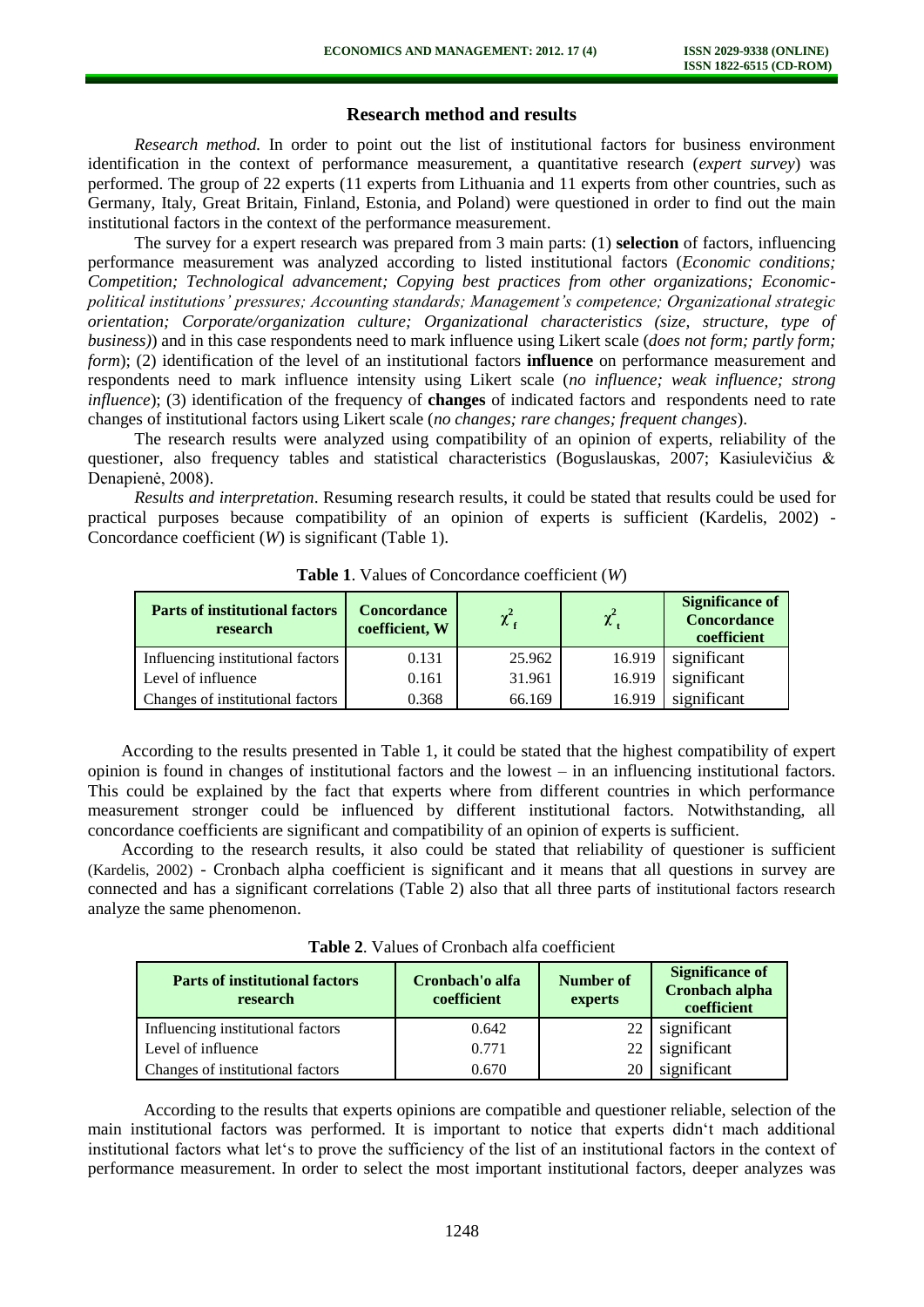## Research method and results

*Research method.* In order to point out the list of institutional factors for business environment identification in the context of performance measurement, a quantitative research (*expert survey*) was performed. The group of 22 experts (11 experts from Lithuania and 11 experts from other countries, such as Germany, Italy, Great Britain, Finland, Estonia, and Poland) were questioned in order to find out the main institutional factors in the context of the performance measurement.

The survey for a expert research was prepared from 3 main parts: (1) **selection** of factors, influencing performance measurement was analyzed according to listed institutional factors (*Economic conditions; Competition; Technological advancement; Copying best practices from other organizations; Economic-political institutions' pressures; Accounting standards; Management's competence; Organizational strategic orientation; Corporate/organization culture; Organizational characteristics (size, structure, type of business)*) and in this case respondents need to mark influence using Likert scale (*does not form; partly form; form*); (2) identification of the level of an institutional factors **influence** on performance measurement and respondents need to mark influence intensity using Likert scale (*no influence; weak influence; strong influence*); (3) identification of the frequency of **changes** of indicated factors and respondents need to rate changes of institutional factors using Likert scale (*no changes; rare changes; frequent changes*).

The research results were analyzed using compatibility of an opinion of experts, reliability of the questioner, also frequency tables and statistical characteristics (Boguslauskas, 2007; Kasiulevičius & Denapienė, 2008).

*Results and interpretation*. Resuming research results, it could be stated that results could be used for practical purposes because compatibility of an opinion of experts is sufficient (Kardelis, 2002) - Concordance coefficient (*W*) is significant (Table 1).

**Table 1**. Values of Concordance coefficient (*W*)

| Parts of institutional factors research | Concordance coefficient, W | $\chi^2_f$ | $\chi^2_t$ | Significance of Concordance coefficient |
|---|---|---|---|---|
| Influencing institutional factors | 0.131 | 25.962 | 16.919 | significant |
| Level of influence | 0.161 | 31.961 | 16.919 | significant |
| Changes of institutional factors | 0.368 | 66.169 | 16.919 | significant |

According to the results presented in Table 1, it could be stated that the highest compatibility of expert opinion is found in changes of institutional factors and the lowest – in an influencing institutional factors. This could be explained by the fact that experts where from different countries in which performance measurement stronger could be influenced by different institutional factors. Notwithstanding, all concordance coefficients are significant and compatibility of an opinion of experts is sufficient.

According to the research results, it also could be stated that reliability of questioner is sufficient (Kardelis, 2002) - Cronbach alpha coefficient is significant and it means that all questions in survey are connected and has a significant correlations (Table 2) also that all three parts of institutional factors research analyze the same phenomenon.

**Table 2**. Values of Cronbach alfa coefficient

| Parts of institutional factors research | Cronbach'o alfa coefficient | Number of experts | Significance of Cronbach alpha coefficient |
|---|---|---|---|
| Influencing institutional factors | 0.642 | 22 | significant |
| Level of influence | 0.771 | 22 | significant |
| Changes of institutional factors | 0.670 | 20 | significant |

According to the results that experts opinions are compatible and questioner reliable, selection of the main institutional factors was performed. It is important to notice that experts didn't mach additional institutional factors what let's to prove the sufficiency of the list of an institutional factors in the context of performance measurement. In order to select the most important institutional factors, deeper analyzes was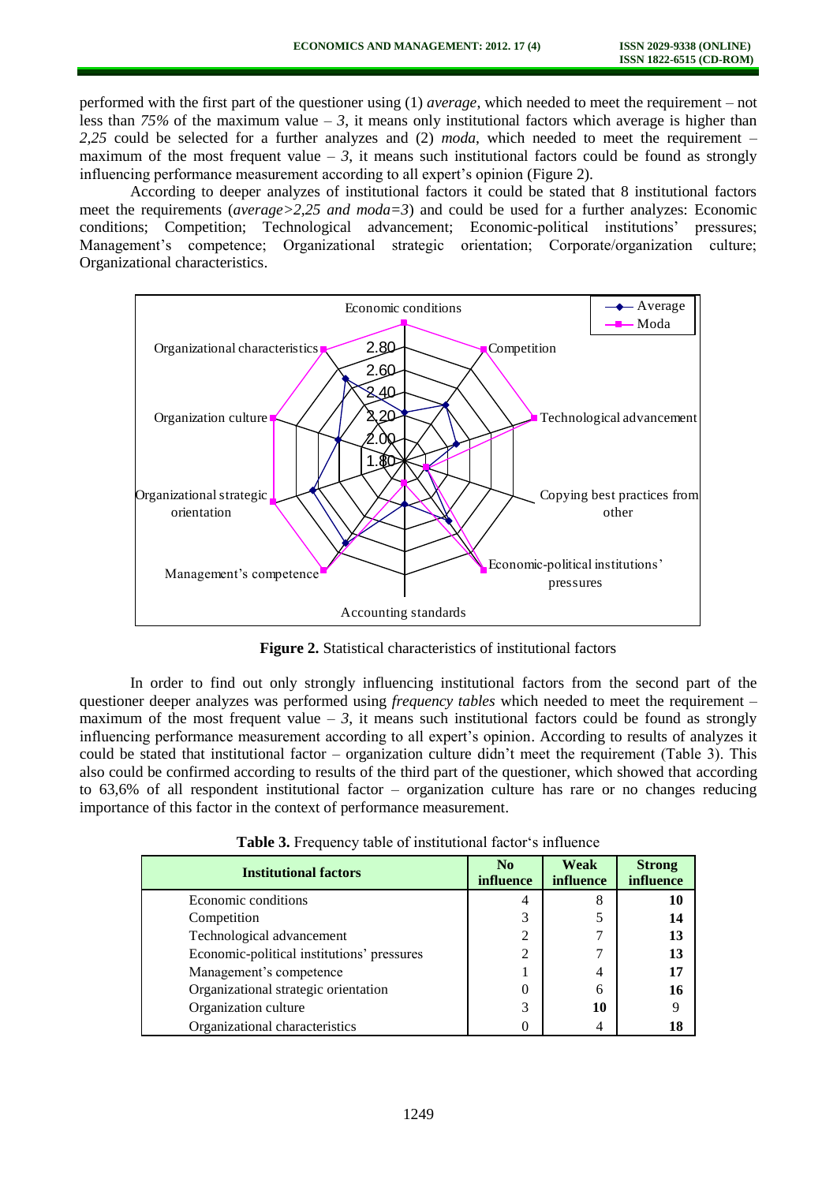performed with the first part of the questioner using (1) *average*, which needed to meet the requirement – not less than *75%* of the maximum value – *3*, it means only institutional factors which average is higher than *2,25* could be selected for a further analyzes and (2) *moda*, which needed to meet the requirement – maximum of the most frequent value – *3*, it means such institutional factors could be found as strongly influencing performance measurement according to all expert's opinion (Figure 2).

According to deeper analyzes of institutional factors it could be stated that 8 institutional factors meet the requirements (*average>2,25 and moda=3*) and could be used for a further analyzes: Economic conditions; Competition; Technological advancement; Economic-political institutions' pressures; Management's competence; Organizational strategic orientation; Corporate/organization culture; Organizational characteristics.

**Figure 2.** Statistical characteristics of institutional factors

In order to find out only strongly influencing institutional factors from the second part of the questioner deeper analyzes was performed using *frequency tables* which needed to meet the requirement – maximum of the most frequent value – *3*, it means such institutional factors could be found as strongly influencing performance measurement according to all expert's opinion. According to results of analyzes it could be stated that institutional factor – organization culture didn't meet the requirement (Table 3). This also could be confirmed according to results of the third part of the questioner, which showed that according to 63,6% of all respondent institutional factor – organization culture has rare or no changes reducing importance of this factor in the context of performance measurement.

**Table 3.** Frequency table of institutional factor's influence

| Institutional factors | No influence | Weak influence | Strong influence |
|---|---|---|---|
| Economic conditions | 4 | 8 | **10** |
| Competition | 3 | 5 | **14** |
| Technological advancement | 2 | 7 | **13** |
| Economic-political institutions' pressures | 2 | 7 | **13** |
| Management's competence | 1 | 4 | **17** |
| Organizational strategic orientation | 0 | 6 | **16** |
| Organization culture | 3 | **10** | 9 |
| Organizational characteristics | 0 | 4 | **18** |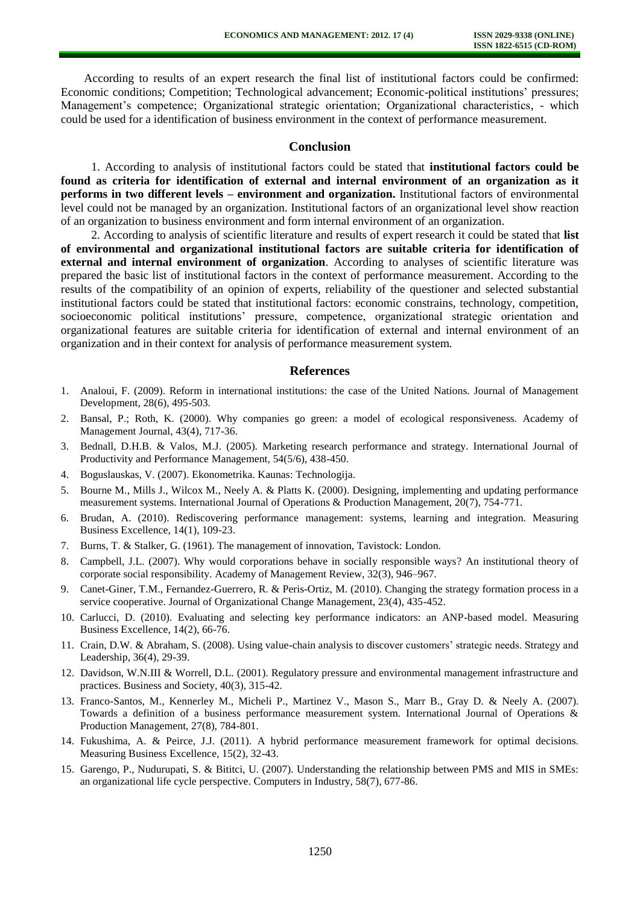According to results of an expert research the final list of institutional factors could be confirmed: Economic conditions; Competition; Technological advancement; Economic-political institutions' pressures; Management's competence; Organizational strategic orientation; Organizational characteristics, - which could be used for a identification of business environment in the context of performance measurement.

## Conclusion

1. According to analysis of institutional factors could be stated that **institutional factors could be found as criteria for identification of external and internal environment of an organization as it performs in two different levels – environment and organization.** Institutional factors of environmental level could not be managed by an organization. Institutional factors of an organizational level show reaction of an organization to business environment and form internal environment of an organization.

2. According to analysis of scientific literature and results of expert research it could be stated that **list of environmental and organizational institutional factors are suitable criteria for identification of external and internal environment of organization**. According to analyses of scientific literature was prepared the basic list of institutional factors in the context of performance measurement. According to the results of the compatibility of an opinion of experts, reliability of the questioner and selected substantial institutional factors could be stated that institutional factors: economic constrains, technology, competition, socioeconomic political institutions' pressure, competence, organizational strategic orientation and organizational features are suitable criteria for identification of external and internal environment of an organization and in their context for analysis of performance measurement system.

## References

1. Analoui, F. (2009). Reform in international institutions: the case of the United Nations. Journal of Management Development, 28(6), 495-503.
2. Bansal, P.; Roth, K. (2000). Why companies go green: a model of ecological responsiveness. Academy of Management Journal, 43(4), 717-36.
3. Bednall, D.H.B. & Valos, M.J. (2005). Marketing research performance and strategy. International Journal of Productivity and Performance Management, 54(5/6), 438-450.
4. Boguslauskas, V. (2007). Ekonometrika. Kaunas: Technologija.
5. Bourne M., Mills J., Wilcox M., Neely A. & Platts K. (2000). Designing, implementing and updating performance measurement systems. International Journal of Operations & Production Management, 20(7), 754-771.
6. Brudan, A. (2010). Rediscovering performance management: systems, learning and integration. Measuring Business Excellence, 14(1), 109-23.
7. Burns, T. & Stalker, G. (1961). The management of innovation, Tavistock: London.
8. Campbell, J.L. (2007). Why would corporations behave in socially responsible ways? An institutional theory of corporate social responsibility. Academy of Management Review, 32(3), 946–967.
9. Canet-Giner, T.M., Fernandez-Guerrero, R. & Peris-Ortiz, M. (2010). Changing the strategy formation process in a service cooperative. Journal of Organizational Change Management, 23(4), 435-452.
10. Carlucci, D. (2010). Evaluating and selecting key performance indicators: an ANP-based model. Measuring Business Excellence, 14(2), 66-76.
11. Crain, D.W. & Abraham, S. (2008). Using value-chain analysis to discover customers' strategic needs. Strategy and Leadership, 36(4), 29-39.
12. Davidson, W.N.III & Worrell, D.L. (2001). Regulatory pressure and environmental management infrastructure and practices. Business and Society, 40(3), 315-42.
13. Franco-Santos, M., Kennerley M., Micheli P., Martinez V., Mason S., Marr B., Gray D. & Neely A. (2007). Towards a definition of a business performance measurement system. International Journal of Operations & Production Management, 27(8), 784-801.
14. Fukushima, A. & Peirce, J.J. (2011). A hybrid performance measurement framework for optimal decisions. Measuring Business Excellence, 15(2), 32-43.
15. Garengo, P., Nudurupati, S. & Bititci, U. (2007). Understanding the relationship between PMS and MIS in SMEs: an organizational life cycle perspective. Computers in Industry, 58(7), 677-86.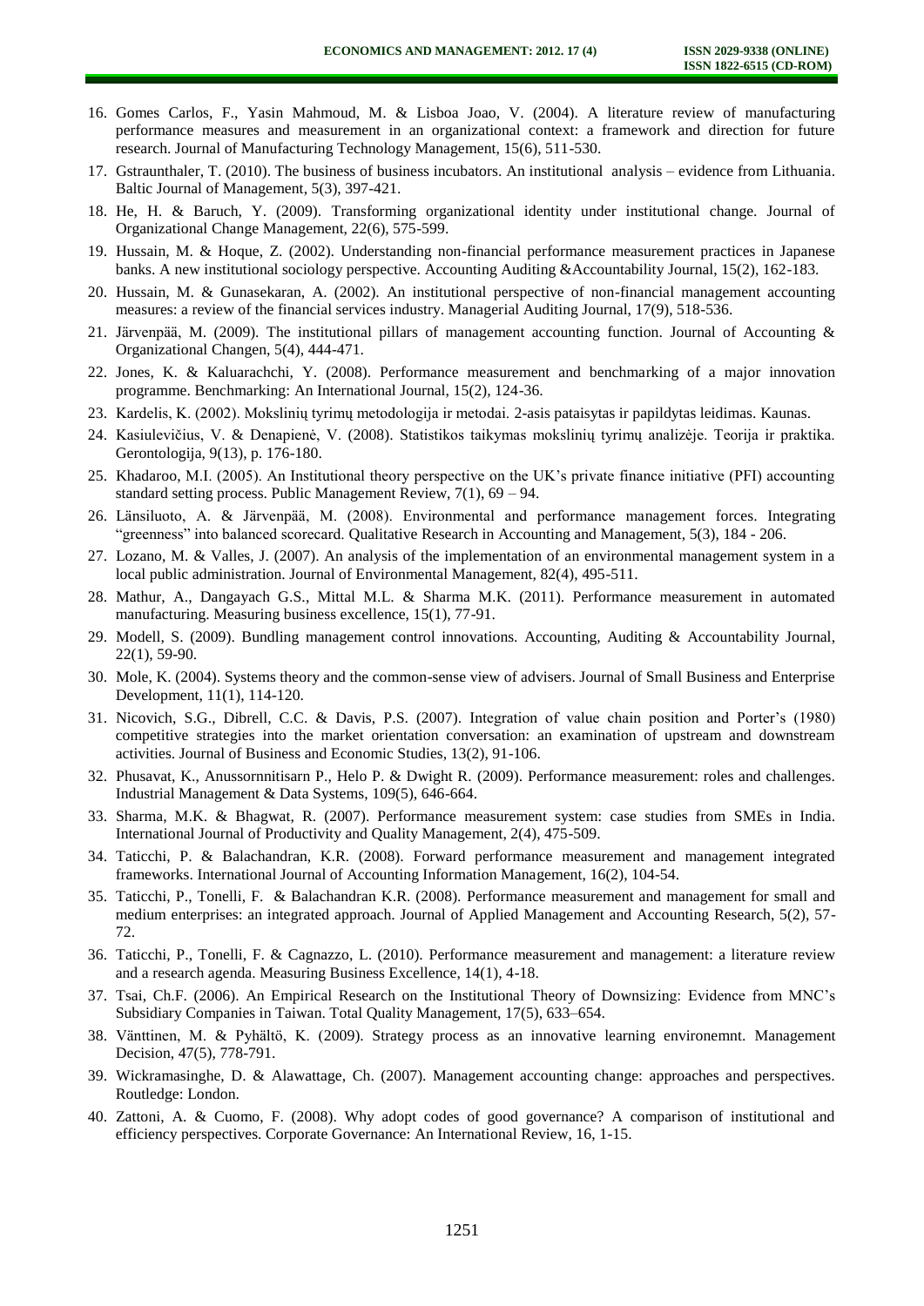16. Gomes Carlos, F., Yasin Mahmoud, M. & Lisboa Joao, V. (2004). A literature review of manufacturing performance measures and measurement in an organizational context: a framework and direction for future research. Journal of Manufacturing Technology Management, 15(6), 511-530.
17. Gstraunthaler, T. (2010). The business of business incubators. An institutional analysis – evidence from Lithuania. Baltic Journal of Management, 5(3), 397-421.
18. He, H. & Baruch, Y. (2009). Transforming organizational identity under institutional change. Journal of Organizational Change Management, 22(6), 575-599.
19. Hussain, M. & Hoque, Z. (2002). Understanding non-financial performance measurement practices in Japanese banks. A new institutional sociology perspective. Accounting Auditing &Accountability Journal, 15(2), 162-183.
20. Hussain, M. & Gunasekaran, A. (2002). An institutional perspective of non-financial management accounting measures: a review of the financial services industry. Managerial Auditing Journal, 17(9), 518-536.
21. Järvenpää, M. (2009). The institutional pillars of management accounting function. Journal of Accounting & Organizational Changen, 5(4), 444-471.
22. Jones, K. & Kaluarachchi, Y. (2008). Performance measurement and benchmarking of a major innovation programme. Benchmarking: An International Journal, 15(2), 124-36.
23. Kardelis, K. (2002). Mokslinių tyrimų metodologija ir metodai. 2-asis pataisytas ir papildytas leidimas. Kaunas.
24. Kasiulevičius, V. & Denapienė, V. (2008). Statistikos taikymas mokslinių tyrimų analizėje. Teorija ir praktika. Gerontologija, 9(13), p. 176-180.
25. Khadaroo, M.I. (2005). An Institutional theory perspective on the UK's private finance initiative (PFI) accounting standard setting process. Public Management Review, 7(1), 69 – 94.
26. Länsiluoto, A. & Järvenpää, M. (2008). Environmental and performance management forces. Integrating "greenness" into balanced scorecard. Qualitative Research in Accounting and Management, 5(3), 184 - 206.
27. Lozano, M. & Valles, J. (2007). An analysis of the implementation of an environmental management system in a local public administration. Journal of Environmental Management, 82(4), 495-511.
28. Mathur, A., Dangayach G.S., Mittal M.L. & Sharma M.K. (2011). Performance measurement in automated manufacturing. Measuring business excellence, 15(1), 77-91.
29. Modell, S. (2009). Bundling management control innovations. Accounting, Auditing & Accountability Journal, 22(1), 59-90.
30. Mole, K. (2004). Systems theory and the common-sense view of advisers. Journal of Small Business and Enterprise Development, 11(1), 114-120.
31. Nicovich, S.G., Dibrell, C.C. & Davis, P.S. (2007). Integration of value chain position and Porter's (1980) competitive strategies into the market orientation conversation: an examination of upstream and downstream activities. Journal of Business and Economic Studies, 13(2), 91-106.
32. Phusavat, K., Anussornnitisarn P., Helo P. & Dwight R. (2009). Performance measurement: roles and challenges. Industrial Management & Data Systems, 109(5), 646-664.
33. Sharma, M.K. & Bhagwat, R. (2007). Performance measurement system: case studies from SMEs in India. International Journal of Productivity and Quality Management, 2(4), 475-509.
34. Taticchi, P. & Balachandran, K.R. (2008). Forward performance measurement and management integrated frameworks. International Journal of Accounting Information Management, 16(2), 104-54.
35. Taticchi, P., Tonelli, F. & Balachandran K.R. (2008). Performance measurement and management for small and medium enterprises: an integrated approach. Journal of Applied Management and Accounting Research, 5(2), 57-72.
36. Taticchi, P., Tonelli, F. & Cagnazzo, L. (2010). Performance measurement and management: a literature review and a research agenda. Measuring Business Excellence, 14(1), 4-18.
37. Tsai, Ch.F. (2006). An Empirical Research on the Institutional Theory of Downsizing: Evidence from MNC's Subsidiary Companies in Taiwan. Total Quality Management, 17(5), 633–654.
38. Vänttinen, M. & Pyhältö, K. (2009). Strategy process as an innovative learning environemnt. Management Decision, 47(5), 778-791.
39. Wickramasinghe, D. & Alawattage, Ch. (2007). Management accounting change: approaches and perspectives. Routledge: London.
40. Zattoni, A. & Cuomo, F. (2008). Why adopt codes of good governance? A comparison of institutional and efficiency perspectives. Corporate Governance: An International Review, 16, 1-15.